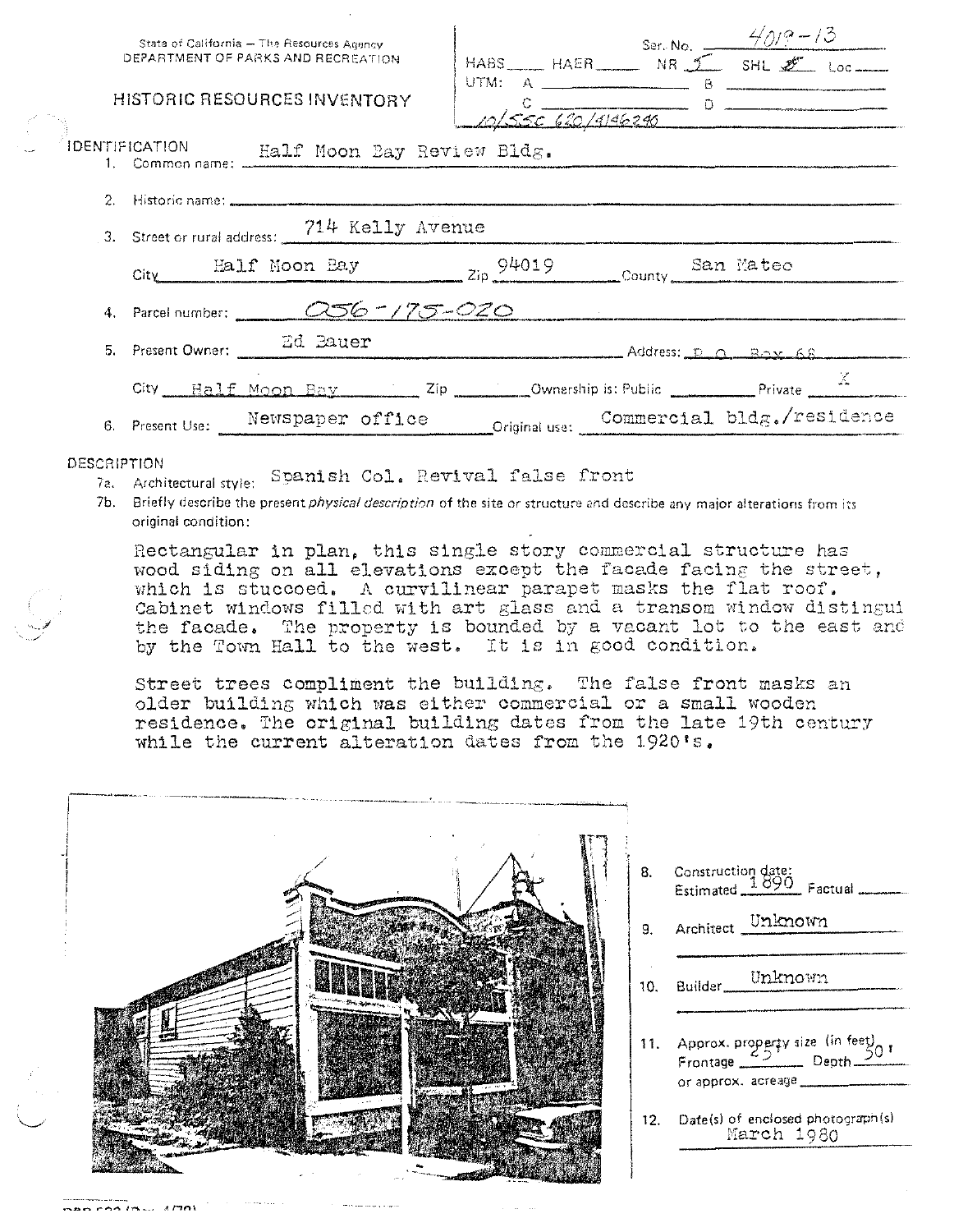State of California — The Resources Agency
DEPARTMENT OF PARKS AND RECREATION

# HISTORIC RESOURCES INVENTORY

Ser. No. 4019-13

HABS ___ HAER ___ NR 5 SHL 5 Loc ___

UTM: A ___ B ___

C ___ D ___

10/556 620/4146240

## IDENTIFICATION

1. Common name: Half Moon Bay Review Bldg.
2. Historic name:
3. Street or rural address: 714 Kelly Avenue

   City Half Moon Bay Zip 94019 County San Mateo
4. Parcel number: 056-175-020
5. Present Owner: Ed Bauer Address: P. O. Box 68

   City Half Moon Bay Zip ___ Ownership is: Public ___ Private X
6. Present Use: Newspaper office Original use: Commercial bldg./residence

## DESCRIPTION

7a. Architectural style: Spanish Col. Revival false front

7b. Briefly describe the present *physical description* of the site or structure and describe any major alterations from its original condition:

Rectangular in plan, this single story commercial structure has wood siding on all elevations except the facade facing the street, which is stuccoed. A curvilinear parapet masks the flat roof. Cabinet windows filled with art glass and a transom window distingui the facade. The property is bounded by a vacant lot to the east and by the Town Hall to the west. It is in good condition.

Street trees compliment the building. The false front masks an older building which was either commercial or a small wooden residence. The original building dates from the late 19th century while the current alteration dates from the 1920's.

8. Construction date: Estimated 1890 Factual ___
9. Architect Unknown
10. Builder Unknown
11. Approx. property size (in feet) Frontage 25' Depth 50' or approx. acreage ___
12. Date(s) of enclosed photograph(s) March 1980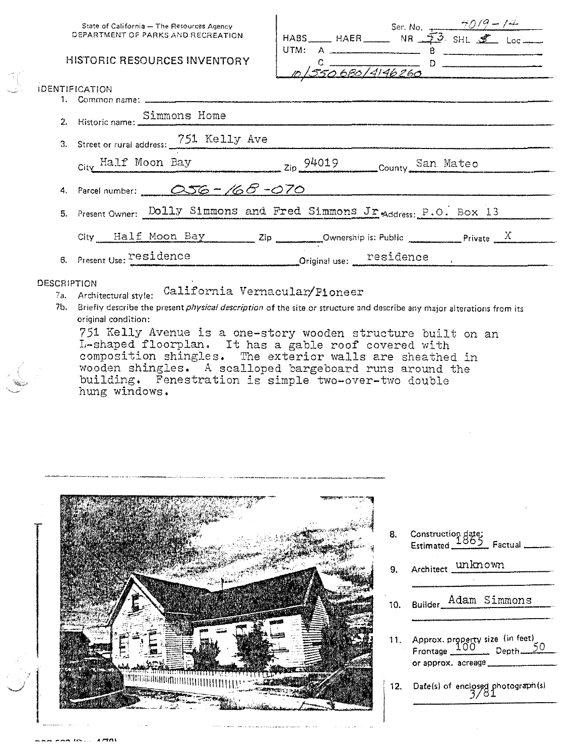State of California — The Resources Agency
DEPARTMENT OF PARKS AND RECREATION

# HISTORIC RESOURCES INVENTORY

Ser. No. 4019-14

HABS ____ HAER ____ NR 5S SHL 5 Loc ____

UTM: A ____ B ____
C ____ D ____
10/550680/4146260

## IDENTIFICATION

1. Common name: ____
2. Historic name: Simmons Home
3. Street or rural address: 751 Kelly Ave
   City Half Moon Bay Zip 94019 County San Mateo
4. Parcel number: 056-168-070
5. Present Owner: Dolly Simmons and Fred Simmons Jr. Address: P.O. Box 13
   City Half Moon Bay Zip ____ Ownership is: Public ____ Private X
6. Present Use: residence Original use: residence

## DESCRIPTION

7a. Architectural style: California Vernacular/Pioneer

7b. Briefly describe the present *physical description* of the site or structure and describe any major alterations from its original condition:

751 Kelly Avenue is a one-story wooden structure built on an L-shaped floorplan. It has a gable roof covered with composition shingles. The exterior walls are sheathed in wooden shingles. A scalloped bargeboard runs around the building. Fenestration is simple two-over-two double hung windows.

8. Construction date: Estimated 1865 Factual ____
9. Architect unknown
10. Builder Adam Simmons
11. Approx. property size (in feet) Frontage 100 Depth 50 or approx. acreage ____
12. Date(s) of enclosed photograph(s) 3/81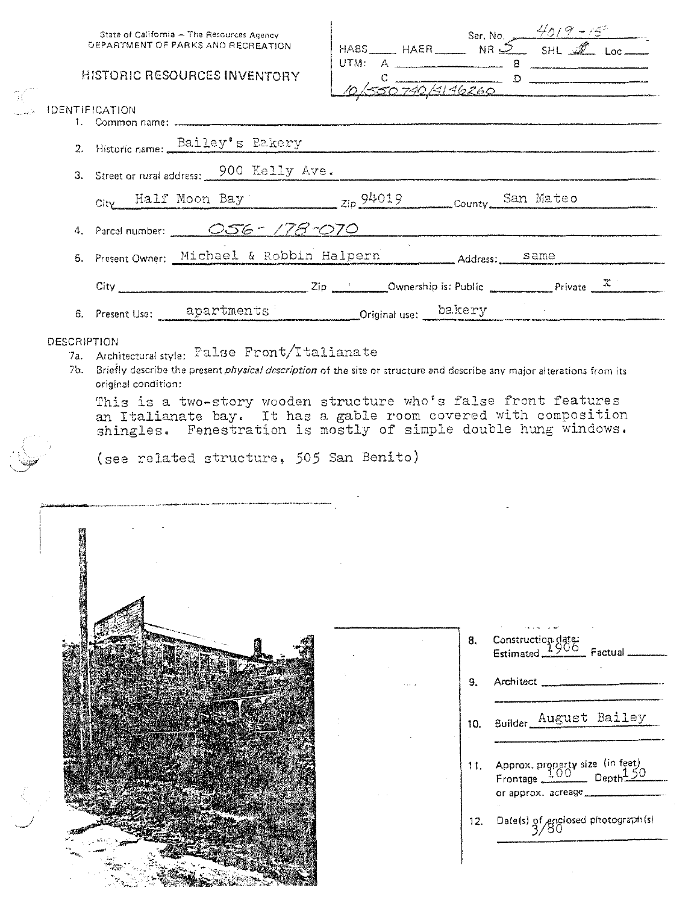State of California — The Resources Agency
DEPARTMENT OF PARKS AND RECREATION

# HISTORIC RESOURCES INVENTORY

Ser. No. 4019-15
HABS ____ HAER ____ NR 5 SHL ____ Loc ____
UTM: A ____ B ____
C ____ D ____
10/550740/4146260

## IDENTIFICATION

1. Common name: 
2. Historic name: Bailey's Bakery
3. Street or rural address: 900 Kelly Ave.
   City Half Moon Bay Zip 94019 County San Mateo
4. Parcel number: 056-178-070
5. Present Owner: Michael & Robbin Halpern Address: same
   City ____ Zip ____ Ownership is: Public ____ Private X
6. Present Use: apartments Original use: bakery

## DESCRIPTION

7a. Architectural style: False Front/Italianate

7b. Briefly describe the present *physical description* of the site or structure and describe any major alterations from its original condition:

This is a two-story wooden structure who's false front features an Italianate bay. It has a gable room covered with composition shingles. Fenestration is mostly of simple double hung windows.

(see related structure, 505 San Benito)

8. Construction date: Estimated 1906 Factual ____
9. Architect ____
10. Builder August Bailey
11. Approx. property size (in feet) Frontage 100 Depth 150 or approx. acreage ____
12. Date(s) of enclosed photograph(s) 3/80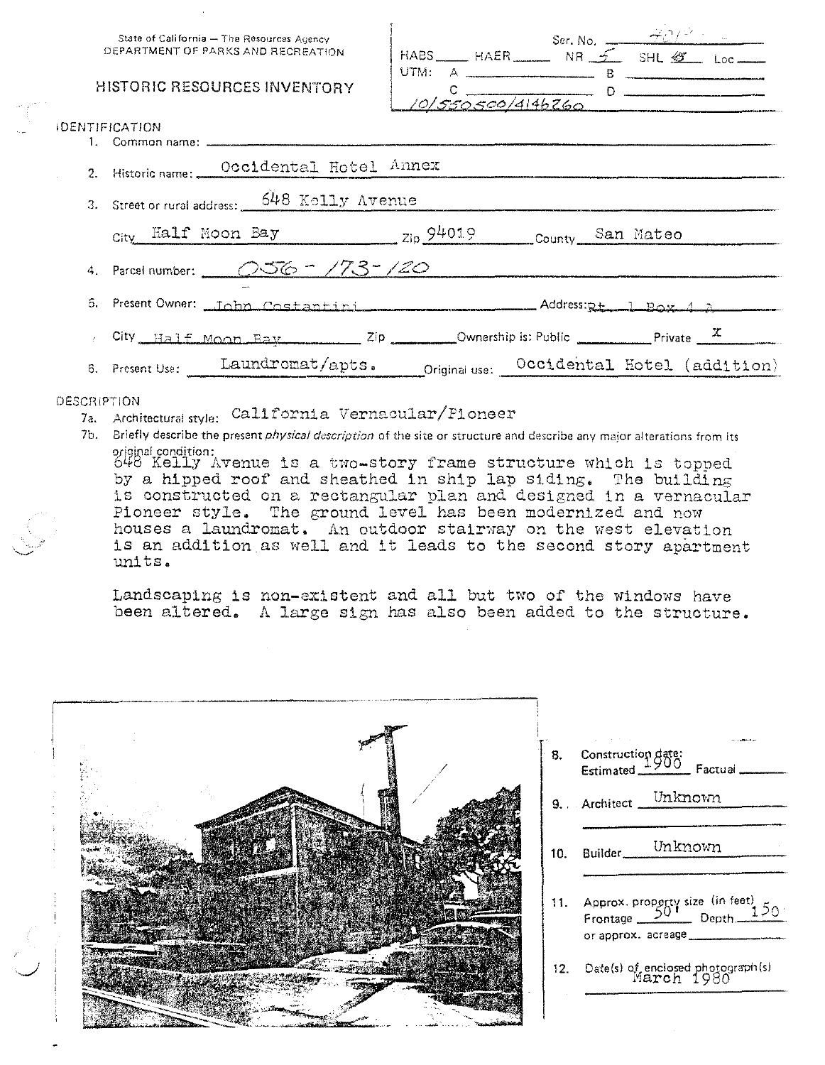State of California — The Resources Agency
DEPARTMENT OF PARKS AND RECREATION

# HISTORIC RESOURCES INVENTORY

Ser. No. 4012

HABS ____ HAER ____ NR 5 SHL 8 Loc ____

UTM: A ____ B ____

C ____ D ____

10/550500/4146260

## IDENTIFICATION

1. Common name: ____
2. Historic name: Occidental Hotel Annex
3. Street or rural address: 648 Kelly Avenue

   City Half Moon Bay Zip 94019 County San Mateo
4. Parcel number: 056-173-120
5. Present Owner: John Costantini Address: Rt. 1 Box 4 A

   City Half Moon Bay Zip ____ Ownership is: Public ____ Private X
6. Present Use: Laundromat/apts. Original use: Occidental Hotel (addition)

## DESCRIPTION

7a. Architectural style: California Vernacular/Pioneer

7b. Briefly describe the present *physical description* of the site or structure and describe any major alterations from its original condition:

648 Kelly Avenue is a two-story frame structure which is topped by a hipped roof and sheathed in ship lap siding. The building is constructed on a rectangular plan and designed in a vernacular Pioneer style. The ground level has been modernized and now houses a laundromat. An outdoor stairway on the west elevation is an addition as well and it leads to the second story apartment units.

Landscaping is non-existent and all but two of the windows have been altered. A large sign has also been added to the structure.

8. Construction date: Estimated 1900 Factual ____
9. Architect Unknown
10. Builder Unknown
11. Approx. property size (in feet) Frontage 50' Depth 150' or approx. acreage ____
12. Date(s) of enclosed photograph(s) March 1980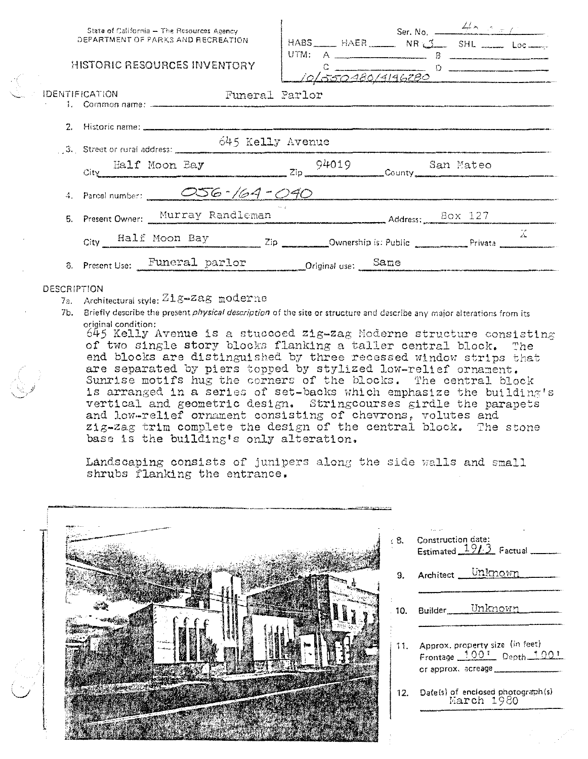State of California — The Resources Agency
DEPARTMENT OF PARKS AND RECREATION

# HISTORIC RESOURCES INVENTORY

Ser. No. 4...
HABS ___ HAER ___ NR 3 SHL ___ Loc ___
UTM: A ___ B ___
C ___ D ___
10/550480/4146280

## IDENTIFICATION

1. Common name: Funeral Parlor
2. Historic name:
3. Street or rural address: 645 Kelly Avenue
   City Half Moon Bay Zip 94019 County San Mateo
4. Parcel number: 056-164-040
5. Present Owner: Murray Randleman Address: Box 127
   City Half Moon Bay Zip ___ Ownership is: Public ___ Private X
6. Present Use: Funeral parlor Original use: Same

## DESCRIPTION

7a. Architectural style: Zig-zag moderne

7b. Briefly describe the present *physical description* of the site or structure and describe any major alterations from its original condition:

645 Kelly Avenue is a stuccoed zig-zag Moderne structure consisting of two single story blocks flanking a taller central block. The end blocks are distinguished by three recessed window strips that are separated by piers topped by stylized low-relief ornament. Sunrise motifs hug the corners of the blocks. The central block is arranged in a series of set-backs which emphasize the building's vertical and geometric design. Stringcourses girdle the parapets and low-relief ornament consisting of chevrons, volutes and zig-zag trim complete the design of the central block. The stone base is the building's only alteration.

Landscaping consists of junipers along the side walls and small shrubs flanking the entrance.

8. Construction date: Estimated 1913 Factual ___
9. Architect Unknown
10. Builder Unknown
11. Approx. property size (in feet) Frontage 100' Depth 100' or approx. acreage ___
12. Date(s) of enclosed photograph(s) March 1980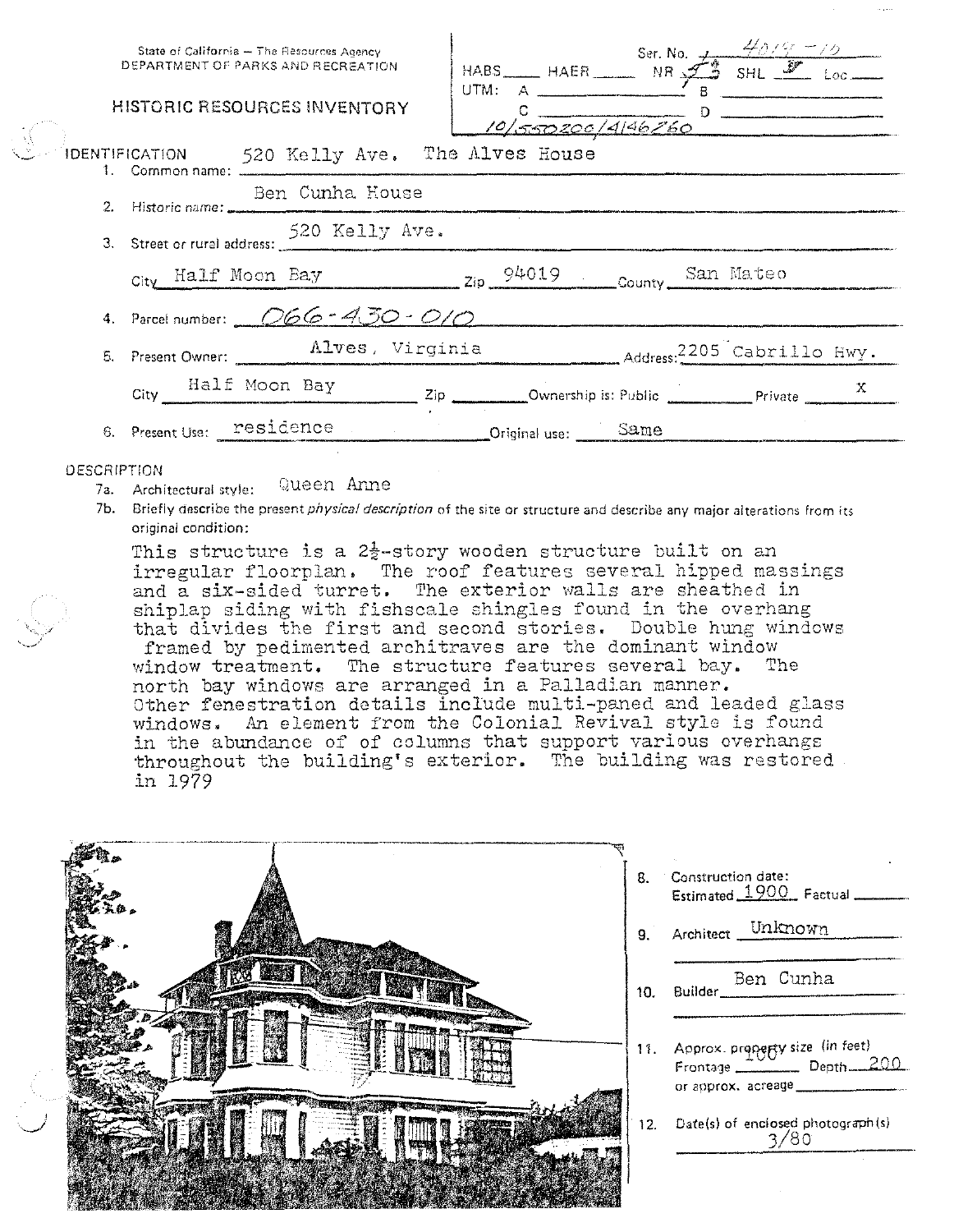State of California — The Resources Agency
DEPARTMENT OF PARKS AND RECREATION

# HISTORIC RESOURCES INVENTORY

Ser. No. 4019-10
HABS ____ HAER ____ NR 5S SHL ____ Loc ____
UTM: A ____ B ____
C ____ D ____
10/550200/4146260

## IDENTIFICATION

1. Common name: 520 Kelly Ave. The Alves House
2. Historic name: Ben Cunha House
3. Street or rural address: 520 Kelly Ave.
   City Half Moon Bay Zip 94019 County San Mateo
4. Parcel number: 066-430-010
5. Present Owner: Alves, Virginia Address: 2205 Cabrillo Hwy.
   City Half Moon Bay Zip ____ Ownership is: Public ____ Private X
6. Present Use: residence Original use: Same

## DESCRIPTION

7a. Architectural style: Queen Anne

7b. Briefly describe the present *physical description* of the site or structure and describe any major alterations from its original condition:

This structure is a 2½-story wooden structure built on an irregular floorplan. The roof features several hipped massings and a six-sided turret. The exterior walls are sheathed in shiplap siding with fishscale shingles found in the overhang that divides the first and second stories. Double hung windows framed by pedimented architraves are the dominant window window treatment. The structure features several bay. The north bay windows are arranged in a Palladian manner. Other fenestration details include multi-paned and leaded glass windows. An element from the Colonial Revival style is found in the abundance of of columns that support various overhangs throughout the building's exterior. The building was restored in 1979

8. Construction date: Estimated 1900 Factual ____
9. Architect Unknown
10. Builder Ben Cunha
11. Approx. property size (in feet) Frontage 100 Depth 200 or approx. acreage ____
12. Date(s) of enclosed photograph(s) 3/80